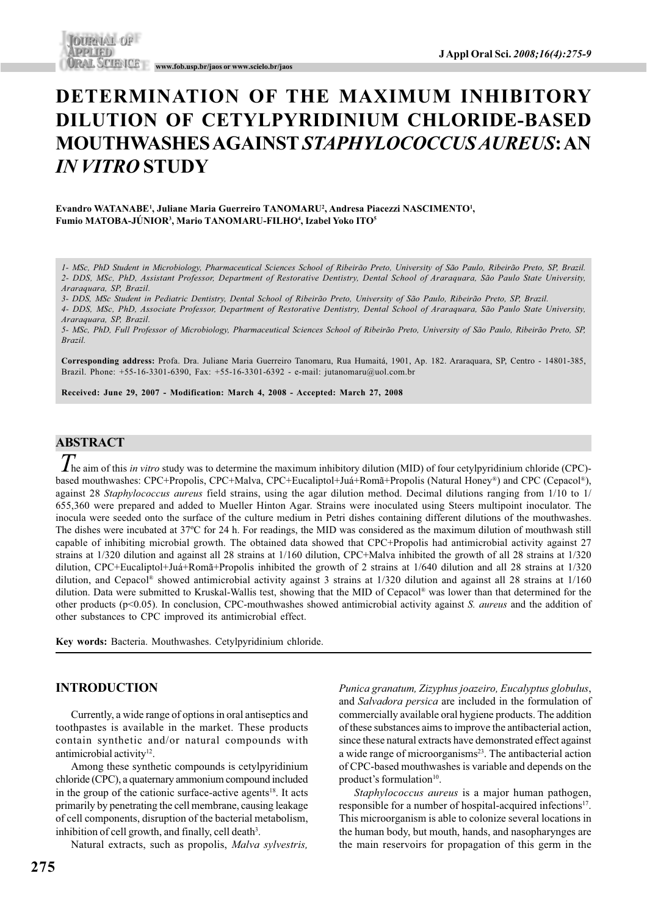# DETERMINATION OF THE MAXIMUM INHIBITORY DILUTION OF CETYLPYRIDINIUM CHLORIDE-BASED MOUTHWASHES AGAINST *STAPHYLOCOCCUS AUREUS*: AN *IN VITRO* STUDY

**Evandro WATANABE[1], Juliane Maria Guerreiro TANOMARU[2], Andresa Piacezzi NASCIMENTO[1], Fumio MATOBA-JÚNIOR[3], Mario TANOMARU-FILHO[4], Izabel Yoko ITO[5]**

*1- MSc, PhD Student in Microbiology, Pharmaceutical Sciences School of Ribeirão Preto, University of São Paulo, Ribeirão Preto, SP, Brazil.*
*2- DDS, MSc, PhD, Assistant Professor, Department of Restorative Dentistry, Dental School of Araraquara, São Paulo State University, Araraquara, SP, Brazil.*
*3- DDS, MSc Student in Pediatric Dentistry, Dental School of Ribeirão Preto, University of São Paulo, Ribeirão Preto, SP, Brazil.*
*4- DDS, MSc, PhD, Associate Professor, Department of Restorative Dentistry, Dental School of Araraquara, São Paulo State University, Araraquara, SP, Brazil.*
*5- MSc, PhD, Full Professor of Microbiology, Pharmaceutical Sciences School of Ribeirão Preto, University of São Paulo, Ribeirão Preto, SP, Brazil.*

**Corresponding address:** Profa. Dra. Juliane Maria Guerreiro Tanomaru, Rua Humaitá, 1901, Ap. 182. Araraquara, SP, Centro - 14801-385, Brazil. Phone: +55-16-3301-6390, Fax: +55-16-3301-6392 - e-mail: jutanomaru@uol.com.br

**Received: June 29, 2007 - Modification: March 4, 2008 - Accepted: March 27, 2008**

## ABSTRACT

The aim of this *in vitro* study was to determine the maximum inhibitory dilution (MID) of four cetylpyridinium chloride (CPC)-based mouthwashes: CPC+Propolis, CPC+Malva, CPC+Eucaliptol+Juá+Romã+Propolis (Natural Honey®) and CPC (Cepacol®), against 28 *Staphylococcus aureus* field strains, using the agar dilution method. Decimal dilutions ranging from 1/10 to 1/655,360 were prepared and added to Mueller Hinton Agar. Strains were inoculated using Steers multipoint inoculator. The inocula were seeded onto the surface of the culture medium in Petri dishes containing different dilutions of the mouthwashes. The dishes were incubated at 37ºC for 24 h. For readings, the MID was considered as the maximum dilution of mouthwash still capable of inhibiting microbial growth. The obtained data showed that CPC+Propolis had antimicrobial activity against 27 strains at 1/320 dilution and against all 28 strains at 1/160 dilution, CPC+Malva inhibited the growth of all 28 strains at 1/320 dilution, CPC+Eucaliptol+Juá+Romã+Propolis inhibited the growth of 2 strains at 1/640 dilution and all 28 strains at 1/320 dilution, and Cepacol® showed antimicrobial activity against 3 strains at 1/320 dilution and against all 28 strains at 1/160 dilution. Data were submitted to Kruskal-Wallis test, showing that the MID of Cepacol® was lower than that determined for the other products ($p<0.05$). In conclusion, CPC-mouthwashes showed antimicrobial activity against *S. aureus* and the addition of other substances to CPC improved its antimicrobial effect.

**Key words:** Bacteria. Mouthwashes. Cetylpyridinium chloride.

## INTRODUCTION

Currently, a wide range of options in oral antiseptics and toothpastes is available in the market. These products contain synthetic and/or natural compounds with antimicrobial activity[12].

Among these synthetic compounds is cetylpyridinium chloride (CPC), a quaternary ammonium compound included in the group of the cationic surface-active agents[18]. It acts primarily by penetrating the cell membrane, causing leakage of cell components, disruption of the bacterial metabolism, inhibition of cell growth, and finally, cell death[3].

Natural extracts, such as propolis, *Malva sylvestris, Punica granatum, Zizyphus joazeiro, Eucalyptus globulus*, and *Salvadora persica* are included in the formulation of commercially available oral hygiene products. The addition of these substances aims to improve the antibacterial action, since these natural extracts have demonstrated effect against a wide range of microorganisms[23]. The antibacterial action of CPC-based mouthwashes is variable and depends on the product's formulation[10].

*Staphylococcus aureus* is a major human pathogen, responsible for a number of hospital-acquired infections[17]. This microorganism is able to colonize several locations in the human body, but mouth, hands, and nasopharynges are the main reservoirs for propagation of this germ in the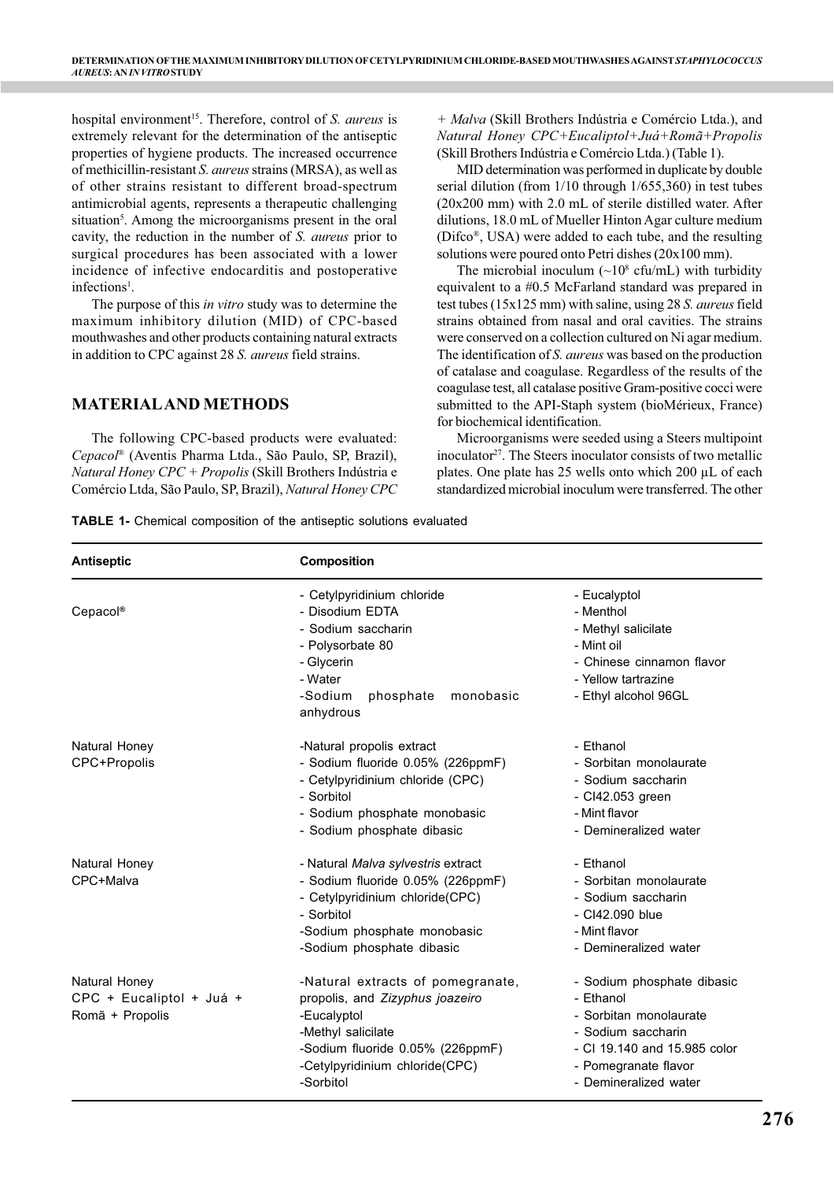hospital environment[15]. Therefore, control of *S. aureus* is extremely relevant for the determination of the antiseptic properties of hygiene products. The increased occurrence of methicillin-resistant *S. aureus* strains (MRSA), as well as of other strains resistant to different broad-spectrum antimicrobial agents, represents a therapeutic challenging situation[5]. Among the microorganisms present in the oral cavity, the reduction in the number of *S. aureus* prior to surgical procedures has been associated with a lower incidence of infective endocarditis and postoperative infections[1].

The purpose of this *in vitro* study was to determine the maximum inhibitory dilution (MID) of CPC-based mouthwashes and other products containing natural extracts in addition to CPC against 28 *S. aureus* field strains.

## MATERIAL AND METHODS

The following CPC-based products were evaluated: *Cepacol®* (Aventis Pharma Ltda., São Paulo, SP, Brazil), *Natural Honey CPC + Propolis* (Skill Brothers Indústria e Comércio Ltda, São Paulo, SP, Brazil), *Natural Honey CPC + Malva* (Skill Brothers Indústria e Comércio Ltda.), and *Natural Honey CPC+Eucaliptol+Juá+Romã+Propolis* (Skill Brothers Indústria e Comércio Ltda.) (Table 1).

MID determination was performed in duplicate by double serial dilution (from 1/10 through 1/655,360) in test tubes (20x200 mm) with 2.0 mL of sterile distilled water. After dilutions, 18.0 mL of Mueller Hinton Agar culture medium (Difco®, USA) were added to each tube, and the resulting solutions were poured onto Petri dishes (20x100 mm).

The microbial inoculum (~$10^8$ cfu/mL) with turbidity equivalent to a #0.5 McFarland standard was prepared in test tubes (15x125 mm) with saline, using 28 *S. aureus* field strains obtained from nasal and oral cavities. The strains were conserved on a collection cultured on Ni agar medium. The identification of *S. aureus* was based on the production of catalase and coagulase. Regardless of the results of the coagulase test, all catalase positive Gram-positive cocci were submitted to the API-Staph system (bioMérieux, France) for biochemical identification.

Microorganisms were seeded using a Steers multipoint inoculator[27]. The Steers inoculator consists of two metallic plates. One plate has 25 wells onto which 200 µL of each standardized microbial inoculum were transferred. The other

**TABLE 1-** Chemical composition of the antiseptic solutions evaluated

| Antiseptic | Composition | |
|---|---|---|
| Cepacol® | - Cetylpyridinium chloride<br>- Disodium EDTA<br>- Sodium saccharin<br>- Polysorbate 80<br>- Glycerin<br>- Water<br>-Sodium phosphate monobasic anhydrous | - Eucalyptol<br>- Menthol<br>- Methyl salicilate<br>- Mint oil<br>- Chinese cinnamon flavor<br>- Yellow tartrazine<br>- Ethyl alcohol 96GL |
| Natural Honey CPC+Propolis | -Natural propolis extract<br>- Sodium fluoride 0.05% (226ppmF)<br>- Cetylpyridinium chloride (CPC)<br>- Sorbitol<br>- Sodium phosphate monobasic<br>- Sodium phosphate dibasic | - Ethanol<br>- Sorbitan monolaurate<br>- Sodium saccharin<br>- CI42.053 green<br>- Mint flavor<br>- Demineralized water |
| Natural Honey CPC+Malva | - Natural *Malva sylvestris* extract<br>- Sodium fluoride 0.05% (226ppmF)<br>- Cetylpyridinium chloride(CPC)<br>- Sorbitol<br>-Sodium phosphate monobasic<br>-Sodium phosphate dibasic | - Ethanol<br>- Sorbitan monolaurate<br>- Sodium saccharin<br>- CI42.090 blue<br>- Mint flavor<br>- Demineralized water |
| Natural Honey CPC + Eucaliptol + Juá + Romã + Propolis | -Natural extracts of pomegranate, propolis, and *Zizyphus joazeiro*<br>-Eucalyptol<br>-Methyl salicilate<br>-Sodium fluoride 0.05% (226ppmF)<br>-Cetylpyridinium chloride(CPC)<br>-Sorbitol | - Sodium phosphate dibasic<br>- Ethanol<br>- Sorbitan monolaurate<br>- Sodium saccharin<br>- CI 19.140 and 15.985 color<br>- Pomegranate flavor<br>- Demineralized water |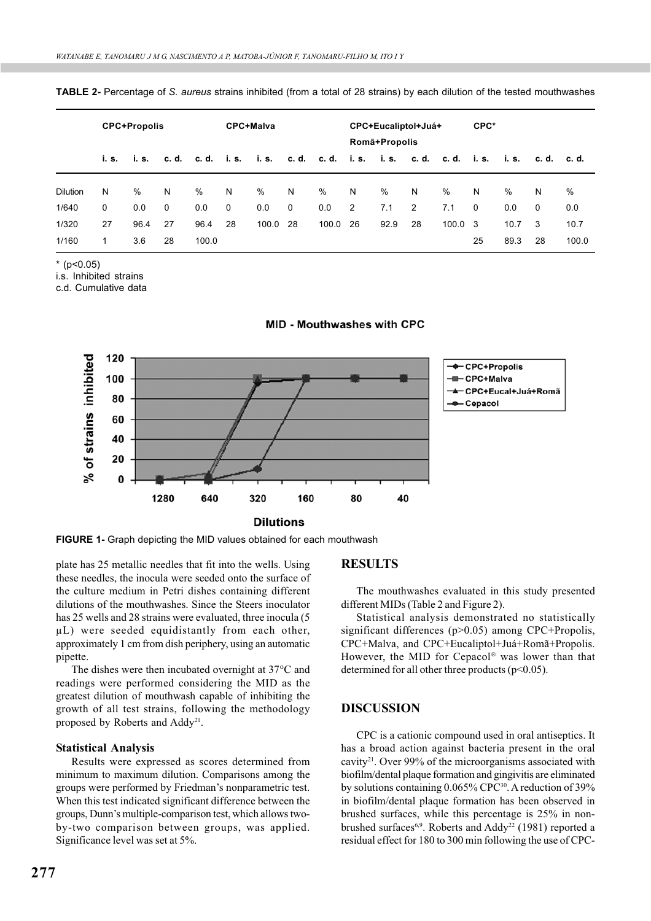**TABLE 2-** Percentage of *S. aureus* strains inhibited (from a total of 28 strains) by each dilution of the tested mouthwashes

| | CPC+Propolis | | | | CPC+Malva | | | | CPC+Eucaliptol+Juá+ Romã+Propolis | | | | CPC* | | | |
|---|---|---|---|---|---|---|---|---|---|---|---|---|---|---|---|---|
| | i. s. | i. s. | c. d. | c. d. | i. s. | i. s. | c. d. | c. d. | i. s. | i. s. | c. d. | c. d. | i. s. | i. s. | c. d. | c. d. |
| Dilution | N | % | N | % | N | % | N | % | N | % | N | % | N | % | N | % |
| 1/640 | 0 | 0.0 | 0 | 0.0 | 0 | 0.0 | 0 | 0.0 | 2 | 7.1 | 2 | 7.1 | 0 | 0.0 | 0 | 0.0 |
| 1/320 | 27 | 96.4 | 27 | 96.4 | 28 | 100.0 | 28 | 100.0 | 26 | 92.9 | 28 | 100.0 | 3 | 10.7 | 3 | 10.7 |
| 1/160 | 1 | 3.6 | 28 | 100.0 | | | | | | | | | 25 | 89.3 | 28 | 100.0 |

* ($p<0.05$)
i.s. Inhibited strains
c.d. Cumulative data

**FIGURE 1-** Graph depicting the MID values obtained for each mouthwash

plate has 25 metallic needles that fit into the wells. Using these needles, the inocula were seeded onto the surface of the culture medium in Petri dishes containing different dilutions of the mouthwashes. Since the Steers inoculator has 25 wells and 28 strains were evaluated, three inocula (5 µL) were seeded equidistantly from each other, approximately 1 cm from dish periphery, using an automatic pipette.

The dishes were then incubated overnight at 37°C and readings were performed considering the MID as the greatest dilution of mouthwash capable of inhibiting the growth of all test strains, following the methodology proposed by Roberts and Addy[21].

### Statistical Analysis

Results were expressed as scores determined from minimum to maximum dilution. Comparisons among the groups were performed by Friedman's nonparametric test. When this test indicated significant difference between the groups, Dunn's multiple-comparison test, which allows two-by-two comparison between groups, was applied. Significance level was set at 5%.

## RESULTS

The mouthwashes evaluated in this study presented different MIDs (Table 2 and Figure 2).

Statistical analysis demonstrated no statistically significant differences ($p>0.05$) among CPC+Propolis, CPC+Malva, and CPC+Eucaliptol+Juá+Romã+Propolis. However, the MID for Cepacol® was lower than that determined for all other three products ($p<0.05$).

## DISCUSSION

CPC is a cationic compound used in oral antiseptics. It has a broad action against bacteria present in the oral cavity[21]. Over 99% of the microorganisms associated with biofilm/dental plaque formation and gingivitis are eliminated by solutions containing 0.065% CPC[30]. A reduction of 39% in biofilm/dental plaque formation has been observed in brushed surfaces, while this percentage is 25% in non-brushed surfaces[6,9]. Roberts and Addy[22] (1981) reported a residual effect for 180 to 300 min following the use of CPC-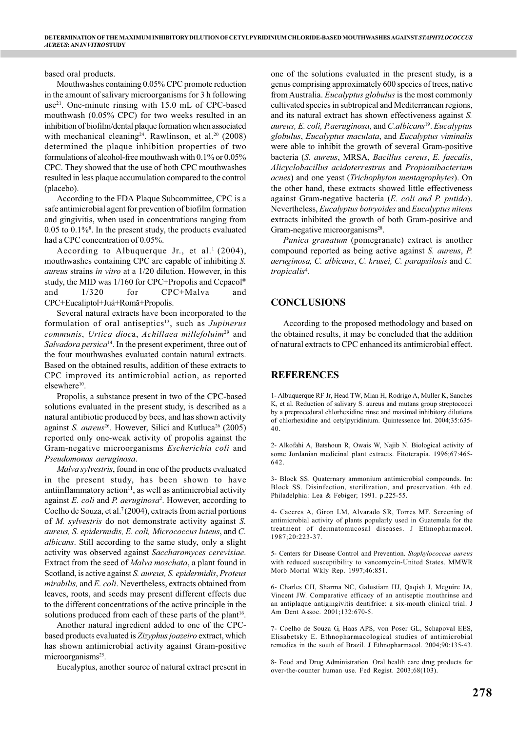based oral products.

Mouthwashes containing 0.05% CPC promote reduction in the amount of salivary microorganisms for 3 h following use[21]. One-minute rinsing with 15.0 mL of CPC-based mouthwash (0.05% CPC) for two weeks resulted in an inhibition of biofilm/dental plaque formation when associated with mechanical cleaning[24]. Rawlinson, et al.[20] (2008) determined the plaque inhibition properties of two formulations of alcohol-free mouthwash with 0.1% or 0.05% CPC. They showed that the use of both CPC mouthwashes resulted in less plaque accumulation compared to the control (placebo).

According to the FDA Plaque Subcommittee, CPC is a safe antimicrobial agent for prevention of biofilm formation and gingivitis, when used in concentrations ranging from 0.05 to 0.1%[8]. In the present study, the products evaluated had a CPC concentration of 0.05%.

According to Albuquerque Jr., et al.[1] (2004), mouthwashes containing CPC are capable of inhibiting *S. aureus* strains *in vitro* at a 1/20 dilution. However, in this study, the MID was 1/160 for CPC+Propolis and Cepacol® and 1/320 for CPC+Malva and CPC+Eucaliptol+Juá+Romã+Propolis.

Several natural extracts have been incorporated to the formulation of oral antiseptics[13], such as *Jupinerus communis*, *Urtica dioc*a, *Achillaea millefoluim*[29] and *Salvadora persica*[14]. In the present experiment, three out of the four mouthwashes evaluated contain natural extracts. Based on the obtained results, addition of these extracts to CPC improved its antimicrobial action, as reported elsewhere[10].

Propolis, a substance present in two of the CPC-based solutions evaluated in the present study, is described as a natural antibiotic produced by bees, and has shown activity against *S. aureus*[26]. However, Silici and Kutluca[26] (2005) reported only one-weak activity of propolis against the Gram-negative microorganisms *Escherichia coli* and *Pseudomonas aeruginosa*.

*Malva sylvestris*, found in one of the products evaluated in the present study, has been shown to have antiinflammatory action[11], as well as antimicrobial activity against *E. coli* and *P. aeruginosa*[2]. However, according to Coelho de Souza, et al.[7] (2004), extracts from aerial portions of *M. sylvestris* do not demonstrate activity against *S. aureus, S. epidermidis, E. coli, Micrococcus luteus*, and *C. albicans*. Still according to the same study, only a slight activity was observed against *Saccharomyces cerevisiae*. Extract from the seed of *Malva moschata*, a plant found in Scotland, is active against *S. aureus, S. epidermidis*, *Proteus mirabilis,* and *E. coli*. Nevertheless, extracts obtained from leaves, roots, and seeds may present different effects due to the different concentrations of the active principle in the solutions produced from each of these parts of the plant[16].

Another natural ingredient added to one of the CPC-based products evaluated is *Zizyphus joazeiro* extract, which has shown antimicrobial activity against Gram-positive microorganisms[25].

Eucalyptus, another source of natural extract present in one of the solutions evaluated in the present study, is a genus comprising approximately 600 species of trees, native from Australia. *Eucalyptus globulus* is the most commonly cultivated species in subtropical and Mediterranean regions, and its natural extract has shown effectiveness against *S. aureus, E. coli, P.aeruginosa*, and *C.albicans*[19]. *Eucalyptus globulus*, *Eucalyptus maculata*, and *Eucalyptus viminalis* were able to inhibit the growth of several Gram-positive bacteria (*S. aureus*, MRSA, *Bacillus cereus*, *E. faecalis*, *Alicyclobacillus acidoterrestrus* and *Propionibacterium acnes*) and one yeast (*Trichophyton mentagrophytes*). On the other hand, these extracts showed little effectiveness against Gram-negative bacteria (*E. coli and P. putida*). Nevertheless, *Eucalyptus botryoides* and *Eucalyptus nitens* extracts inhibited the growth of both Gram-positive and Gram-negative microorganisms[28].

*Punica granatum* (pomegranate) extract is another compound reported as being active against *S. aureus*, *P. aeruginosa, C. albicans*, *C. krusei, C. parapsilosis* and *C. tropicalis*[4].

## CONCLUSIONS

According to the proposed methodology and based on the obtained results, it may be concluded that the addition of natural extracts to CPC enhanced its antimicrobial effect.

## REFERENCES

1- Albuquerque RF Jr, Head TW, Mian H, Rodrigo A, Muller K, Sanches K, et al. Reduction of salivary S. aureus and mutans group streptococci by a preprocedural chlorhexidine rinse and maximal inhibitory dilutions of chlorhexidine and cetylpyridinium. Quintessence Int. 2004;35:635-40.

2- Alkofahi A, Batshoun R, Owais W, Najib N. Biological activity of some Jordanian medicinal plant extracts. Fitoterapia. 1996;67:465-642.

3- Block SS. Quaternary ammonium antimicrobial compounds. In: Block SS. Disinfection, sterilization, and preservation. 4th ed. Philadelphia: Lea & Febiger; 1991. p.225-55.

4- Caceres A, Giron LM, Alvarado SR, Torres MF. Screening of antimicrobial activity of plants popularly used in Guatemala for the treatment of dermatomucosal diseases. J Ethnopharmacol. 1987;20:223-37.

5- Centers for Disease Control and Prevention. *Staphylococcus aureus* with reduced susceptibility to vancomycin-United States. MMWR Morb Mortal Wkly Rep. 1997;46:851.

6- Charles CH, Sharma NC, Galustiam HJ, Qaqish J, Mcguire JA, Vincent JW. Comparative efficacy of an antiseptic mouthrinse and an antiplaque antigingivitis dentifrice: a six-month clinical trial. J Am Dent Assoc. 2001;132:670-5.

7- Coelho de Souza G, Haas APS, von Poser GL, Schapoval EES, Elisabetsky E. Ethnopharmacological studies of antimicrobial remedies in the south of Brazil. J Ethnopharmacol. 2004;90:135-43.

8- Food and Drug Administration. Oral health care drug products for over-the-counter human use. Fed Regist. 2003;68(103).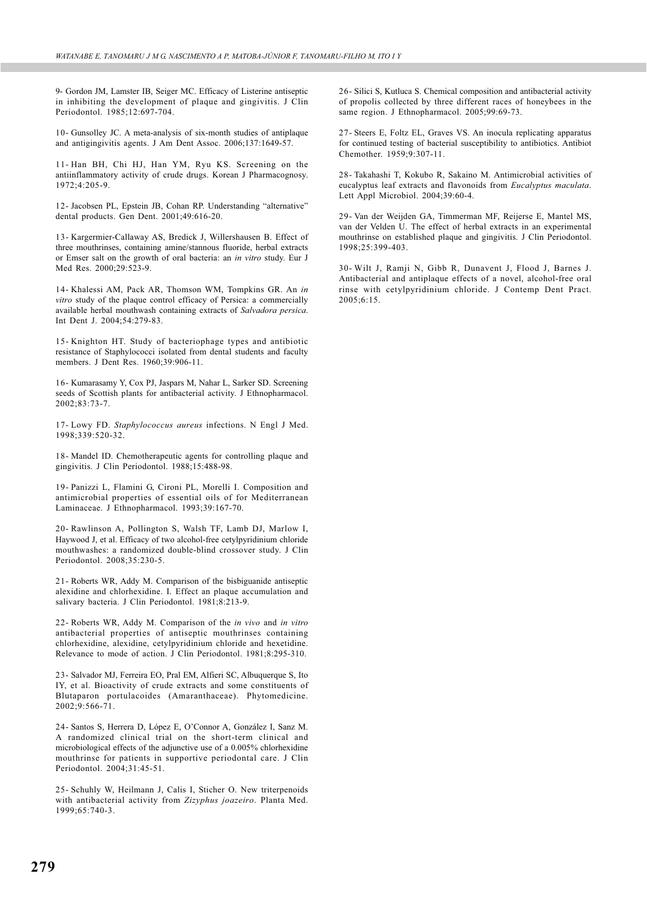9- Gordon JM, Lamster IB, Seiger MC. Efficacy of Listerine antiseptic in inhibiting the development of plaque and gingivitis. J Clin Periodontol. 1985;12:697-704.

10- Gunsolley JC. A meta-analysis of six-month studies of antiplaque and antigingivitis agents. J Am Dent Assoc. 2006;137:1649-57.

11- Han BH, Chi HJ, Han YM, Ryu KS. Screening on the antiinflammatory activity of crude drugs. Korean J Pharmacognosy. 1972;4:205-9.

12- Jacobsen PL, Epstein JB, Cohan RP. Understanding "alternative" dental products. Gen Dent. 2001;49:616-20.

13- Kargermier-Callaway AS, Bredick J, Willershausen B. Effect of three mouthrinses, containing amine/stannous fluoride, herbal extracts or Emser salt on the growth of oral bacteria: an *in vitro* study. Eur J Med Res. 2000;29:523-9.

14- Khalessi AM, Pack AR, Thomson WM, Tompkins GR. An *in vitro* study of the plaque control efficacy of Persica: a commercially available herbal mouthwash containing extracts of *Salvadora persica*. Int Dent J. 2004;54:279-83.

15- Knighton HT. Study of bacteriophage types and antibiotic resistance of Staphylococci isolated from dental students and faculty members. J Dent Res. 1960;39:906-11.

16- Kumarasamy Y, Cox PJ, Jaspars M, Nahar L, Sarker SD. Screening seeds of Scottish plants for antibacterial activity. J Ethnopharmacol. 2002;83:73-7.

17- Lowy FD. *Staphylococcus aureus* infections. N Engl J Med. 1998;339:520-32.

18- Mandel ID. Chemotherapeutic agents for controlling plaque and gingivitis. J Clin Periodontol. 1988;15:488-98.

19- Panizzi L, Flamini G, Cironi PL, Morelli I. Composition and antimicrobial properties of essential oils of for Mediterranean Laminaceae. J Ethnopharmacol. 1993;39:167-70.

20- Rawlinson A, Pollington S, Walsh TF, Lamb DJ, Marlow I, Haywood J, et al. Efficacy of two alcohol-free cetylpyridinium chloride mouthwashes: a randomized double-blind crossover study. J Clin Periodontol. 2008;35:230-5.

21- Roberts WR, Addy M. Comparison of the bisbiguanide antiseptic alexidine and chlorhexidine. I. Effect an plaque accumulation and salivary bacteria. J Clin Periodontol. 1981;8:213-9.

22- Roberts WR, Addy M. Comparison of the *in vivo* and *in vitro* antibacterial properties of antiseptic mouthrinses containing chlorhexidine, alexidine, cetylpyridinium chloride and hexetidine. Relevance to mode of action. J Clin Periodontol. 1981;8:295-310.

23- Salvador MJ, Ferreira EO, Pral EM, Alfieri SC, Albuquerque S, Ito IY, et al. Bioactivity of crude extracts and some constituents of Blutaparon portulacoides (Amaranthaceae). Phytomedicine. 2002;9:566-71.

24- Santos S, Herrera D, López E, O'Connor A, González I, Sanz M. A randomized clinical trial on the short-term clinical and microbiological effects of the adjunctive use of a 0.005% chlorhexidine mouthrinse for patients in supportive periodontal care. J Clin Periodontol. 2004;31:45-51.

25- Schuhly W, Heilmann J, Calis I, Sticher O. New triterpenoids with antibacterial activity from *Zizyphus joazeiro*. Planta Med. 1999;65:740-3.

26- Silici S, Kutluca S. Chemical composition and antibacterial activity of propolis collected by three different races of honeybees in the same region. J Ethnopharmacol. 2005;99:69-73.

27- Steers E, Foltz EL, Graves VS. An inocula replicating apparatus for continued testing of bacterial susceptibility to antibiotics. Antibiot Chemother. 1959;9:307-11.

28- Takahashi T, Kokubo R, Sakaino M. Antimicrobial activities of eucalyptus leaf extracts and flavonoids from *Eucalyptus maculata*. Lett Appl Microbiol. 2004;39:60-4.

29- Van der Weijden GA, Timmerman MF, Reijerse E, Mantel MS, van der Velden U. The effect of herbal extracts in an experimental mouthrinse on established plaque and gingivitis. J Clin Periodontol. 1998;25:399-403.

30- Wilt J, Ramji N, Gibb R, Dunavent J, Flood J, Barnes J. Antibacterial and antiplaque effects of a novel, alcohol-free oral rinse with cetylpyridinium chloride. J Contemp Dent Pract. 2005;6:15.